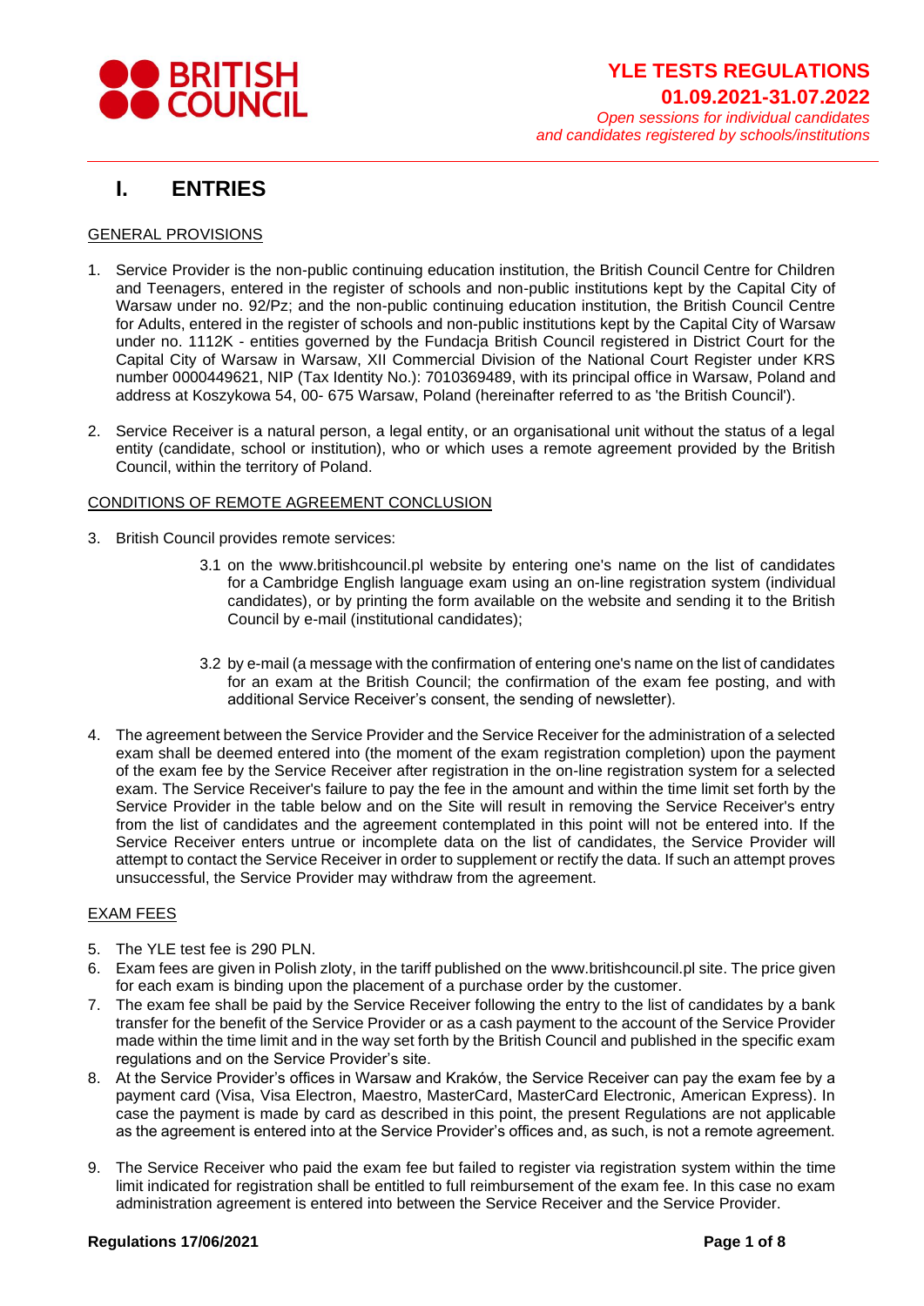# YLE TESTS REGULATIONS 01.09.2021-31.07.2022

*Open sessions for individual candidates and candidates registered by schools/institutions*

## I. ENTRIES

GENERAL PROVISIONS

1. Service Provider is the non-public continuing education institution, the British Council Centre for Children and Teenagers, entered in the register of schools and non-public institutions kept by the Capital City of Warsaw under no. 92/Pz; and the non-public continuing education institution, the British Council Centre for Adults, entered in the register of schools and non-public institutions kept by the Capital City of Warsaw under no. 1112K - entities governed by the Fundacja British Council registered in District Court for the Capital City of Warsaw in Warsaw, XII Commercial Division of the National Court Register under KRS number 0000449621, NIP (Tax Identity No.): 7010369489, with its principal office in Warsaw, Poland and address at Koszykowa 54, 00- 675 Warsaw, Poland (hereinafter referred to as 'the British Council').

2. Service Receiver is a natural person, a legal entity, or an organisational unit without the status of a legal entity (candidate, school or institution), who or which uses a remote agreement provided by the British Council, within the territory of Poland.

CONDITIONS OF REMOTE AGREEMENT CONCLUSION

3. British Council provides remote services:

   3.1 on the www.britishcouncil.pl website by entering one's name on the list of candidates for a Cambridge English language exam using an on-line registration system (individual candidates), or by printing the form available on the website and sending it to the British Council by e-mail (institutional candidates);

   3.2 by e-mail (a message with the confirmation of entering one's name on the list of candidates for an exam at the British Council; the confirmation of the exam fee posting, and with additional Service Receiver's consent, the sending of newsletter).

4. The agreement between the Service Provider and the Service Receiver for the administration of a selected exam shall be deemed entered into (the moment of the exam registration completion) upon the payment of the exam fee by the Service Receiver after registration in the on-line registration system for a selected exam. The Service Receiver's failure to pay the fee in the amount and within the time limit set forth by the Service Provider in the table below and on the Site will result in removing the Service Receiver's entry from the list of candidates and the agreement contemplated in this point will not be entered into. If the Service Receiver enters untrue or incomplete data on the list of candidates, the Service Provider will attempt to contact the Service Receiver in order to supplement or rectify the data. If such an attempt proves unsuccessful, the Service Provider may withdraw from the agreement.

EXAM FEES

5. The YLE test fee is 290 PLN.
6. Exam fees are given in Polish zloty, in the tariff published on the www.britishcouncil.pl site. The price given for each exam is binding upon the placement of a purchase order by the customer.
7. The exam fee shall be paid by the Service Receiver following the entry to the list of candidates by a bank transfer for the benefit of the Service Provider or as a cash payment to the account of the Service Provider made within the time limit and in the way set forth by the British Council and published in the specific exam regulations and on the Service Provider's site.
8. At the Service Provider's offices in Warsaw and Kraków, the Service Receiver can pay the exam fee by a payment card (Visa, Visa Electron, Maestro, MasterCard, MasterCard Electronic, American Express). In case the payment is made by card as described in this point, the present Regulations are not applicable as the agreement is entered into at the Service Provider's offices and, as such, is not a remote agreement.

9. The Service Receiver who paid the exam fee but failed to register via registration system within the time limit indicated for registration shall be entitled to full reimbursement of the exam fee. In this case no exam administration agreement is entered into between the Service Receiver and the Service Provider.

**Regulations 17/06/2021**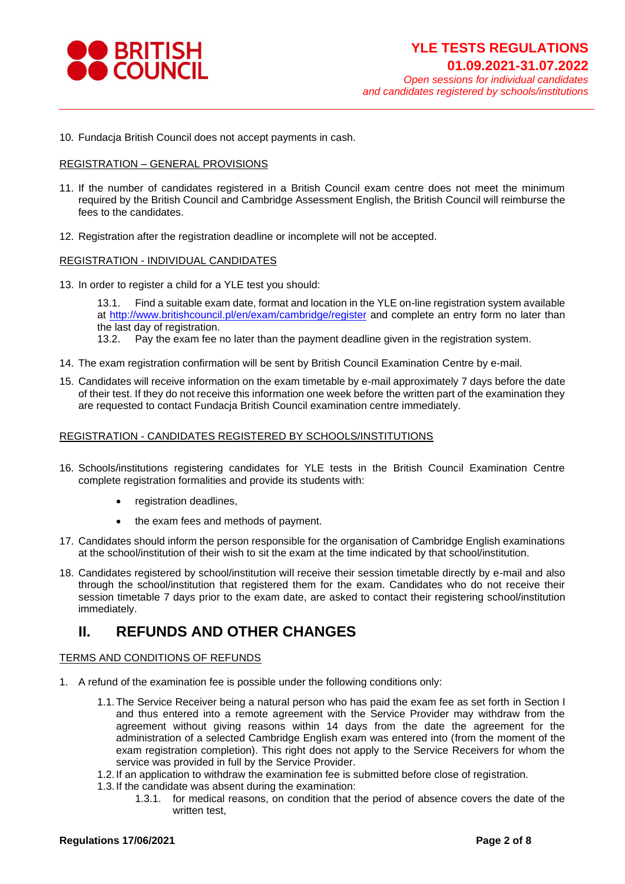10. Fundacja British Council does not accept payments in cash.

REGISTRATION – GENERAL PROVISIONS

11. If the number of candidates registered in a British Council exam centre does not meet the minimum required by the British Council and Cambridge Assessment English, the British Council will reimburse the fees to the candidates.

12. Registration after the registration deadline or incomplete will not be accepted.

REGISTRATION - INDIVIDUAL CANDIDATES

13. In order to register a child for a YLE test you should:

    13.1. Find a suitable exam date, format and location in the YLE on-line registration system available at [http://www.britishcouncil.pl/en/exam/cambridge/register](http://www.britishcouncil.pl/en/exam/cambridge/register) and complete an entry form no later than the last day of registration.

    13.2. Pay the exam fee no later than the payment deadline given in the registration system.

14. The exam registration confirmation will be sent by British Council Examination Centre by e-mail.

15. Candidates will receive information on the exam timetable by e-mail approximately 7 days before the date of their test. If they do not receive this information one week before the written part of the examination they are requested to contact Fundacja British Council examination centre immediately.

REGISTRATION - CANDIDATES REGISTERED BY SCHOOLS/INSTITUTIONS

16. Schools/institutions registering candidates for YLE tests in the British Council Examination Centre complete registration formalities and provide its students with:

    - registration deadlines,
    - the exam fees and methods of payment.

17. Candidates should inform the person responsible for the organisation of Cambridge English examinations at the school/institution of their wish to sit the exam at the time indicated by that school/institution.

18. Candidates registered by school/institution will receive their session timetable directly by e-mail and also through the school/institution that registered them for the exam. Candidates who do not receive their session timetable 7 days prior to the exam date, are asked to contact their registering school/institution immediately.

## II. REFUNDS AND OTHER CHANGES

TERMS AND CONDITIONS OF REFUNDS

1. A refund of the examination fee is possible under the following conditions only:

    1.1. The Service Receiver being a natural person who has paid the exam fee as set forth in Section I and thus entered into a remote agreement with the Service Provider may withdraw from the agreement without giving reasons within 14 days from the date the agreement for the administration of a selected Cambridge English exam was entered into (from the moment of the exam registration completion). This right does not apply to the Service Receivers for whom the service was provided in full by the Service Provider.

    1.2. If an application to withdraw the examination fee is submitted before close of registration.

    1.3. If the candidate was absent during the examination:

        1.3.1. for medical reasons, on condition that the period of absence covers the date of the written test,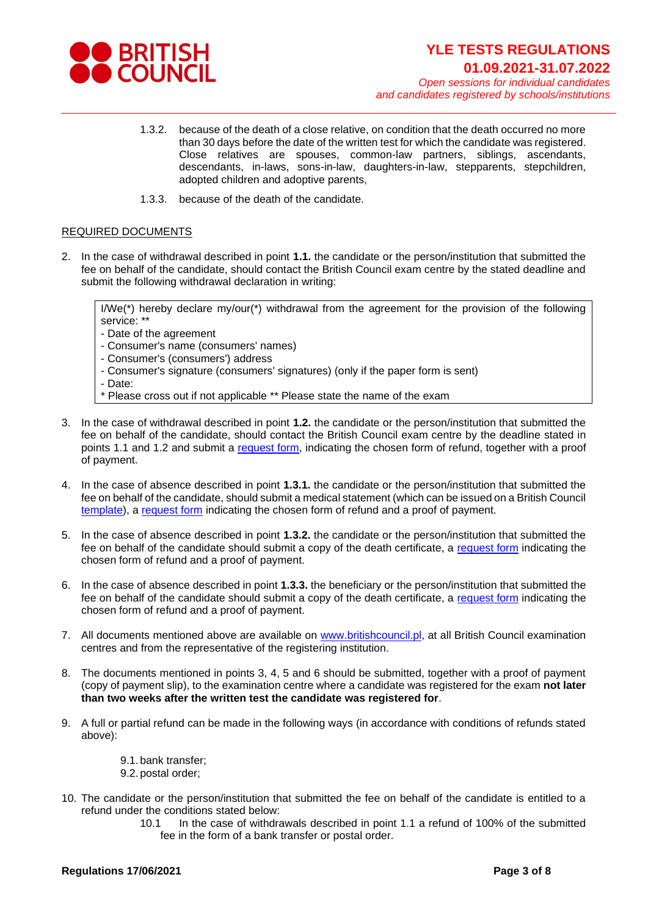1.3.2. because of the death of a close relative, on condition that the death occurred no more than 30 days before the date of the written test for which the candidate was registered. Close relatives are spouses, common-law partners, siblings, ascendants, descendants, in-laws, sons-in-law, daughters-in-law, stepparents, stepchildren, adopted children and adoptive parents,

1.3.3. because of the death of the candidate.

REQUIRED DOCUMENTS

2. In the case of withdrawal described in point **1.1.** the candidate or the person/institution that submitted the fee on behalf of the candidate, should contact the British Council exam centre by the stated deadline and submit the following withdrawal declaration in writing:

> I/We(*) hereby declare my/our(*) withdrawal from the agreement for the provision of the following service: **
> - Date of the agreement
> - Consumer's name (consumers' names)
> - Consumer's (consumers') address
> - Consumer's signature (consumers' signatures) (only if the paper form is sent)
> - Date:
>
> \* Please cross out if not applicable ** Please state the name of the exam

3. In the case of withdrawal described in point **1.2.** the candidate or the person/institution that submitted the fee on behalf of the candidate, should contact the British Council exam centre by the deadline stated in points 1.1 and 1.2 and submit a request form, indicating the chosen form of refund, together with a proof of payment.

4. In the case of absence described in point **1.3.1.** the candidate or the person/institution that submitted the fee on behalf of the candidate, should submit a medical statement (which can be issued on a British Council template), a request form indicating the chosen form of refund and a proof of payment.

5. In the case of absence described in point **1.3.2.** the candidate or the person/institution that submitted the fee on behalf of the candidate should submit a copy of the death certificate, a request form indicating the chosen form of refund and a proof of payment.

6. In the case of absence described in point **1.3.3.** the beneficiary or the person/institution that submitted the fee on behalf of the candidate should submit a copy of the death certificate, a request form indicating the chosen form of refund and a proof of payment.

7. All documents mentioned above are available on www.britishcouncil.pl, at all British Council examination centres and from the representative of the registering institution.

8. The documents mentioned in points 3, 4, 5 and 6 should be submitted, together with a proof of payment (copy of payment slip), to the examination centre where a candidate was registered for the exam **not later than two weeks after the written test the candidate was registered for**.

9. A full or partial refund can be made in the following ways (in accordance with conditions of refunds stated above):

   9.1. bank transfer;
   9.2. postal order;

10. The candidate or the person/institution that submitted the fee on behalf of the candidate is entitled to a refund under the conditions stated below:

    10.1 In the case of withdrawals described in point 1.1 a refund of 100% of the submitted fee in the form of a bank transfer or postal order.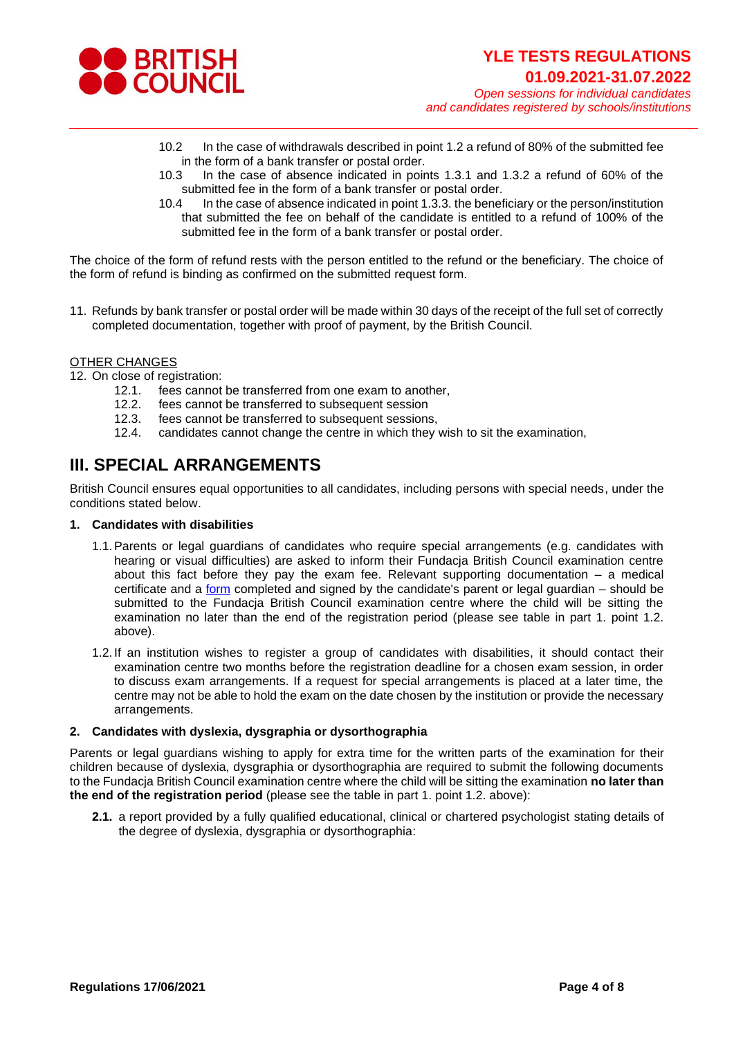10.2 In the case of withdrawals described in point 1.2 a refund of 80% of the submitted fee in the form of a bank transfer or postal order.

10.3 In the case of absence indicated in points 1.3.1 and 1.3.2 a refund of 60% of the submitted fee in the form of a bank transfer or postal order.

10.4 In the case of absence indicated in point 1.3.3. the beneficiary or the person/institution that submitted the fee on behalf of the candidate is entitled to a refund of 100% of the submitted fee in the form of a bank transfer or postal order.

The choice of the form of refund rests with the person entitled to the refund or the beneficiary. The choice of the form of refund is binding as confirmed on the submitted request form.

11. Refunds by bank transfer or postal order will be made within 30 days of the receipt of the full set of correctly completed documentation, together with proof of payment, by the British Council.

OTHER CHANGES

12. On close of registration:
    - 12.1. fees cannot be transferred from one exam to another,
    - 12.2. fees cannot be transferred to subsequent session
    - 12.3. fees cannot be transferred to subsequent sessions,
    - 12.4. candidates cannot change the centre in which they wish to sit the examination,

# III. SPECIAL ARRANGEMENTS

British Council ensures equal opportunities to all candidates, including persons with special needs, under the conditions stated below.

**1. Candidates with disabilities**

1.1. Parents or legal guardians of candidates who require special arrangements (e.g. candidates with hearing or visual difficulties) are asked to inform their Fundacja British Council examination centre about this fact before they pay the exam fee. Relevant supporting documentation – a medical certificate and a form completed and signed by the candidate's parent or legal guardian – should be submitted to the Fundacja British Council examination centre where the child will be sitting the examination no later than the end of the registration period (please see table in part 1. point 1.2. above).

1.2. If an institution wishes to register a group of candidates with disabilities, it should contact their examination centre two months before the registration deadline for a chosen exam session, in order to discuss exam arrangements. If a request for special arrangements is placed at a later time, the centre may not be able to hold the exam on the date chosen by the institution or provide the necessary arrangements.

**2. Candidates with dyslexia, dysgraphia or dysorthographia**

Parents or legal guardians wishing to apply for extra time for the written parts of the examination for their children because of dyslexia, dysgraphia or dysorthographia are required to submit the following documents to the Fundacja British Council examination centre where the child will be sitting the examination **no later than the end of the registration period** (please see the table in part 1. point 1.2. above):

**2.1.** a report provided by a fully qualified educational, clinical or chartered psychologist stating details of the degree of dyslexia, dysgraphia or dysorthographia: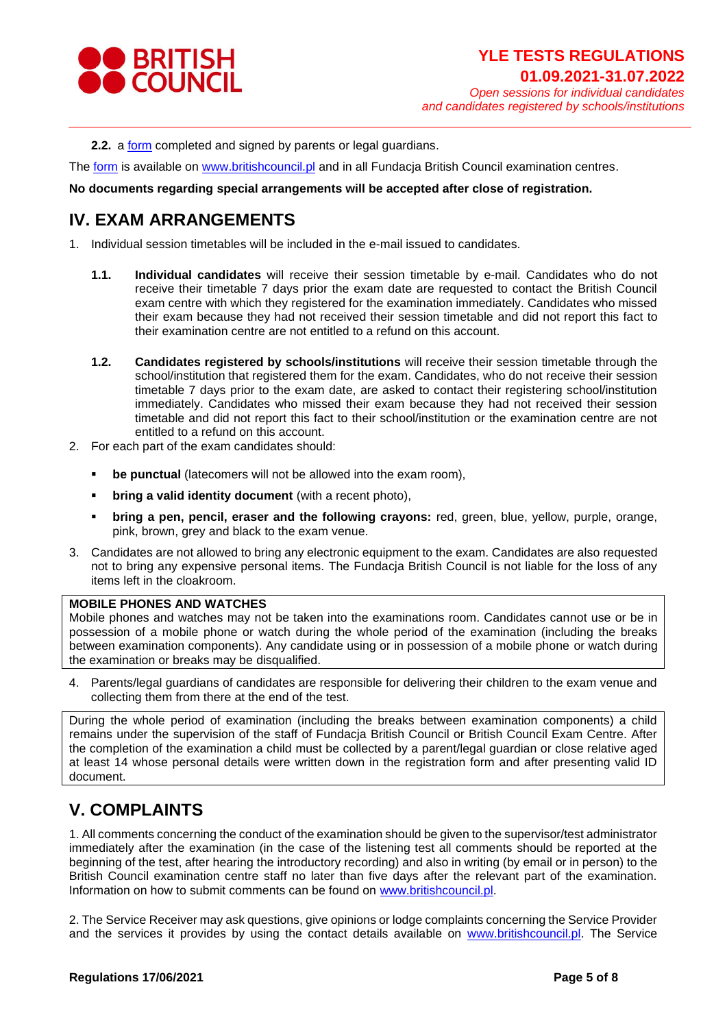**2.2.** a [form](form) completed and signed by parents or legal guardians.

The [form](form) is available on [www.britishcouncil.pl](www.britishcouncil.pl) and in all Fundacja British Council examination centres.

**No documents regarding special arrangements will be accepted after close of registration.**

## IV. EXAM ARRANGEMENTS

1. Individual session timetables will be included in the e-mail issued to candidates.

   **1.1.** **Individual candidates** will receive their session timetable by e-mail. Candidates who do not receive their timetable 7 days prior the exam date are requested to contact the British Council exam centre with which they registered for the examination immediately. Candidates who missed their exam because they had not received their session timetable and did not report this fact to their examination centre are not entitled to a refund on this account.

   **1.2.** **Candidates registered by schools/institutions** will receive their session timetable through the school/institution that registered them for the exam. Candidates, who do not receive their session timetable 7 days prior to the exam date, are asked to contact their registering school/institution immediately. Candidates who missed their exam because they had not received their session timetable and did not report this fact to their school/institution or the examination centre are not entitled to a refund on this account.

2. For each part of the exam candidates should:
   - **be punctual** (latecomers will not be allowed into the exam room),
   - **bring a valid identity document** (with a recent photo),
   - **bring a pen, pencil, eraser and the following crayons:** red, green, blue, yellow, purple, orange, pink, brown, grey and black to the exam venue.

3. Candidates are not allowed to bring any electronic equipment to the exam. Candidates are also requested not to bring any expensive personal items. The Fundacja British Council is not liable for the loss of any items left in the cloakroom.

**MOBILE PHONES AND WATCHES**
Mobile phones and watches may not be taken into the examinations room. Candidates cannot use or be in possession of a mobile phone or watch during the whole period of the examination (including the breaks between examination components). Any candidate using or in possession of a mobile phone or watch during the examination or breaks may be disqualified.

4. Parents/legal guardians of candidates are responsible for delivering their children to the exam venue and collecting them from there at the end of the test.

During the whole period of examination (including the breaks between examination components) a child remains under the supervision of the staff of Fundacja British Council or British Council Exam Centre. After the completion of the examination a child must be collected by a parent/legal guardian or close relative aged at least 14 whose personal details were written down in the registration form and after presenting valid ID document.

## V. COMPLAINTS

1. All comments concerning the conduct of the examination should be given to the supervisor/test administrator immediately after the examination (in the case of the listening test all comments should be reported at the beginning of the test, after hearing the introductory recording) and also in writing (by email or in person) to the British Council examination centre staff no later than five days after the relevant part of the examination. Information on how to submit comments can be found on [www.britishcouncil.pl](www.britishcouncil.pl).

2. The Service Receiver may ask questions, give opinions or lodge complaints concerning the Service Provider and the services it provides by using the contact details available on [www.britishcouncil.pl](www.britishcouncil.pl). The Service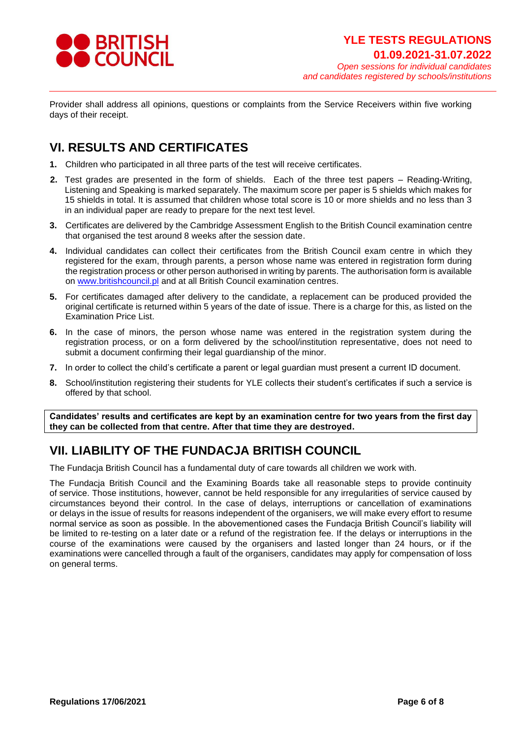Provider shall address all opinions, questions or complaints from the Service Receivers within five working days of their receipt.

## VI. RESULTS AND CERTIFICATES

1. Children who participated in all three parts of the test will receive certificates.
2. Test grades are presented in the form of shields. Each of the three test papers – Reading-Writing, Listening and Speaking is marked separately. The maximum score per paper is 5 shields which makes for 15 shields in total. It is assumed that children whose total score is 10 or more shields and no less than 3 in an individual paper are ready to prepare for the next test level.
3. Certificates are delivered by the Cambridge Assessment English to the British Council examination centre that organised the test around 8 weeks after the session date.
4. Individual candidates can collect their certificates from the British Council exam centre in which they registered for the exam, through parents, a person whose name was entered in registration form during the registration process or other person authorised in writing by parents. The authorisation form is available on [www.britishcouncil.pl](http://www.britishcouncil.pl) and at all British Council examination centres.
5. For certificates damaged after delivery to the candidate, a replacement can be produced provided the original certificate is returned within 5 years of the date of issue. There is a charge for this, as listed on the Examination Price List.
6. In the case of minors, the person whose name was entered in the registration system during the registration process, or on a form delivered by the school/institution representative, does not need to submit a document confirming their legal guardianship of the minor.
7. In order to collect the child's certificate a parent or legal guardian must present a current ID document.
8. School/institution registering their students for YLE collects their student's certificates if such a service is offered by that school.

**Candidates' results and certificates are kept by an examination centre for two years from the first day they can be collected from that centre. After that time they are destroyed.**

## VII. LIABILITY OF THE FUNDACJA BRITISH COUNCIL

The Fundacja British Council has a fundamental duty of care towards all children we work with.

The Fundacja British Council and the Examining Boards take all reasonable steps to provide continuity of service. Those institutions, however, cannot be held responsible for any irregularities of service caused by circumstances beyond their control. In the case of delays, interruptions or cancellation of examinations or delays in the issue of results for reasons independent of the organisers, we will make every effort to resume normal service as soon as possible. In the abovementioned cases the Fundacja British Council's liability will be limited to re-testing on a later date or a refund of the registration fee. If the delays or interruptions in the course of the examinations were caused by the organisers and lasted longer than 24 hours, or if the examinations were cancelled through a fault of the organisers, candidates may apply for compensation of loss on general terms.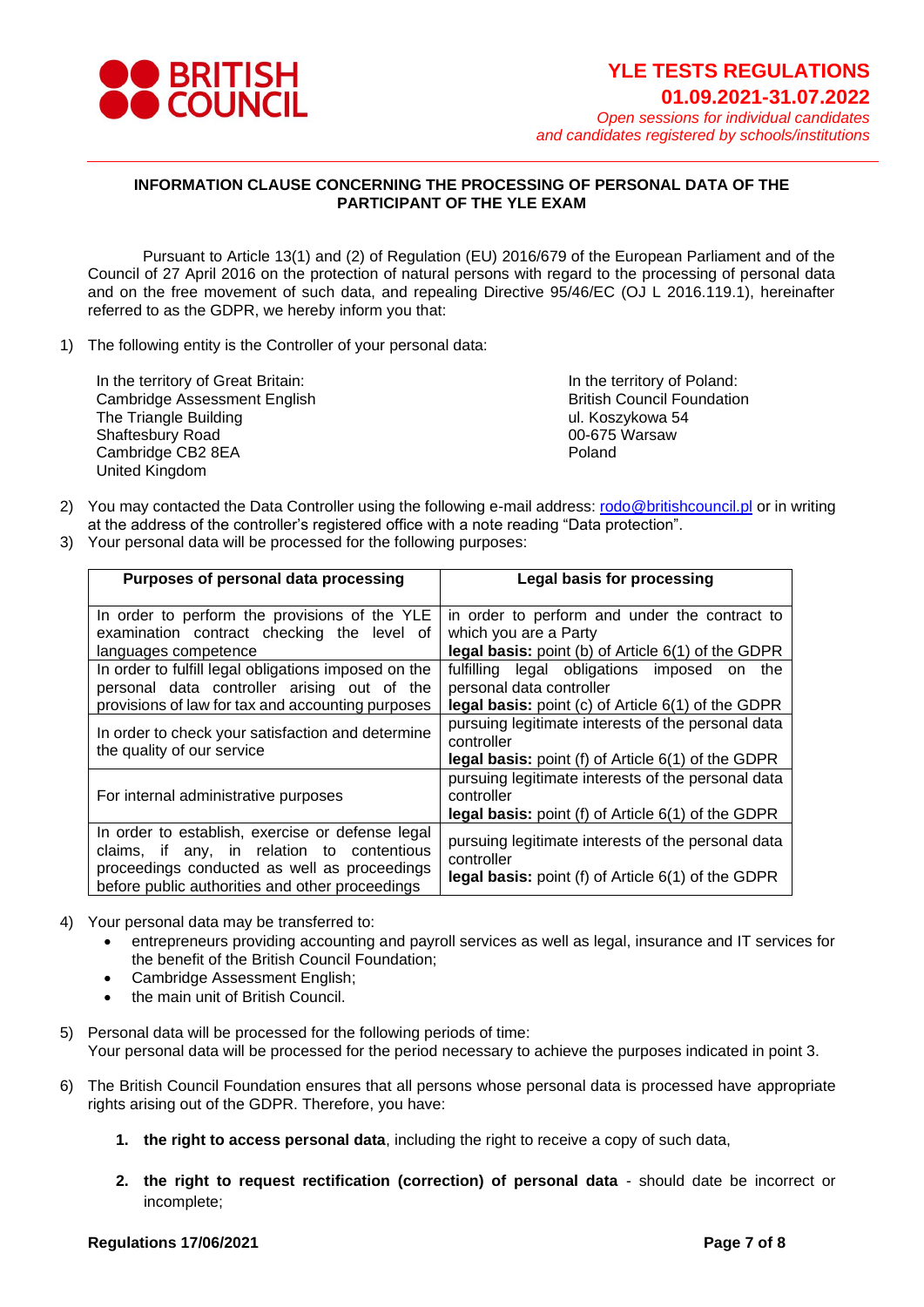**INFORMATION CLAUSE CONCERNING THE PROCESSING OF PERSONAL DATA OF THE PARTICIPANT OF THE YLE EXAM**

Pursuant to Article 13(1) and (2) of Regulation (EU) 2016/679 of the European Parliament and of the Council of 27 April 2016 on the protection of natural persons with regard to the processing of personal data and on the free movement of such data, and repealing Directive 95/46/EC (OJ L 2016.119.1), hereinafter referred to as the GDPR, we hereby inform you that:

1) The following entity is the Controller of your personal data:

In the territory of Great Britain:
Cambridge Assessment English
The Triangle Building
Shaftesbury Road
Cambridge CB2 8EA
United Kingdom

In the territory of Poland:
British Council Foundation
ul. Koszykowa 54
00-675 Warsaw
Poland

2) You may contacted the Data Controller using the following e-mail address: rodo@britishcouncil.pl or in writing at the address of the controller's registered office with a note reading "Data protection".
3) Your personal data will be processed for the following purposes:

| Purposes of personal data processing | Legal basis for processing |
|---|---|
| In order to perform the provisions of the YLE examination contract checking the level of languages competence | in order to perform and under the contract to which you are a Party<br>**legal basis:** point (b) of Article 6(1) of the GDPR |
| In order to fulfill legal obligations imposed on the personal data controller arising out of the provisions of law for tax and accounting purposes | fulfilling legal obligations imposed on the personal data controller<br>**legal basis:** point (c) of Article 6(1) of the GDPR |
| In order to check your satisfaction and determine the quality of our service | pursuing legitimate interests of the personal data controller<br>**legal basis:** point (f) of Article 6(1) of the GDPR |
| For internal administrative purposes | pursuing legitimate interests of the personal data controller<br>**legal basis:** point (f) of Article 6(1) of the GDPR |
| In order to establish, exercise or defense legal claims, if any, in relation to contentious proceedings conducted as well as proceedings before public authorities and other proceedings | pursuing legitimate interests of the personal data controller<br>**legal basis:** point (f) of Article 6(1) of the GDPR |

4) Your personal data may be transferred to:
   - entrepreneurs providing accounting and payroll services as well as legal, insurance and IT services for the benefit of the British Council Foundation;
   - Cambridge Assessment English;
   - the main unit of British Council.

5) Personal data will be processed for the following periods of time:
   Your personal data will be processed for the period necessary to achieve the purposes indicated in point 3.

6) The British Council Foundation ensures that all persons whose personal data is processed have appropriate rights arising out of the GDPR. Therefore, you have:

   1. **the right to access personal data**, including the right to receive a copy of such data,

   2. **the right to request rectification (correction) of personal data** - should date be incorrect or incomplete;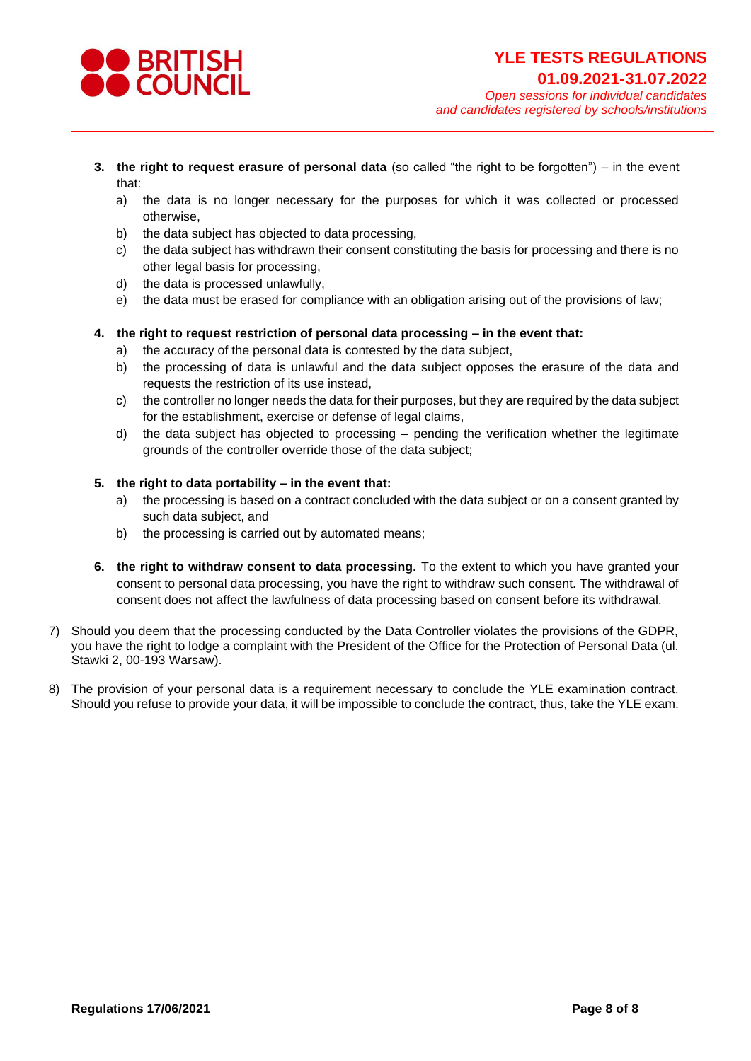3. **the right to request erasure of personal data** (so called "the right to be forgotten") – in the event that:
   a) the data is no longer necessary for the purposes for which it was collected or processed otherwise,
   b) the data subject has objected to data processing,
   c) the data subject has withdrawn their consent constituting the basis for processing and there is no other legal basis for processing,
   d) the data is processed unlawfully,
   e) the data must be erased for compliance with an obligation arising out of the provisions of law;

4. **the right to request restriction of personal data processing – in the event that:**
   a) the accuracy of the personal data is contested by the data subject,
   b) the processing of data is unlawful and the data subject opposes the erasure of the data and requests the restriction of its use instead,
   c) the controller no longer needs the data for their purposes, but they are required by the data subject for the establishment, exercise or defense of legal claims,
   d) the data subject has objected to processing – pending the verification whether the legitimate grounds of the controller override those of the data subject;

5. **the right to data portability – in the event that:**
   a) the processing is based on a contract concluded with the data subject or on a consent granted by such data subject, and
   b) the processing is carried out by automated means;

6. **the right to withdraw consent to data processing.** To the extent to which you have granted your consent to personal data processing, you have the right to withdraw such consent. The withdrawal of consent does not affect the lawfulness of data processing based on consent before its withdrawal.

7) Should you deem that the processing conducted by the Data Controller violates the provisions of the GDPR, you have the right to lodge a complaint with the President of the Office for the Protection of Personal Data (ul. Stawki 2, 00-193 Warsaw).

8) The provision of your personal data is a requirement necessary to conclude the YLE examination contract. Should you refuse to provide your data, it will be impossible to conclude the contract, thus, take the YLE exam.